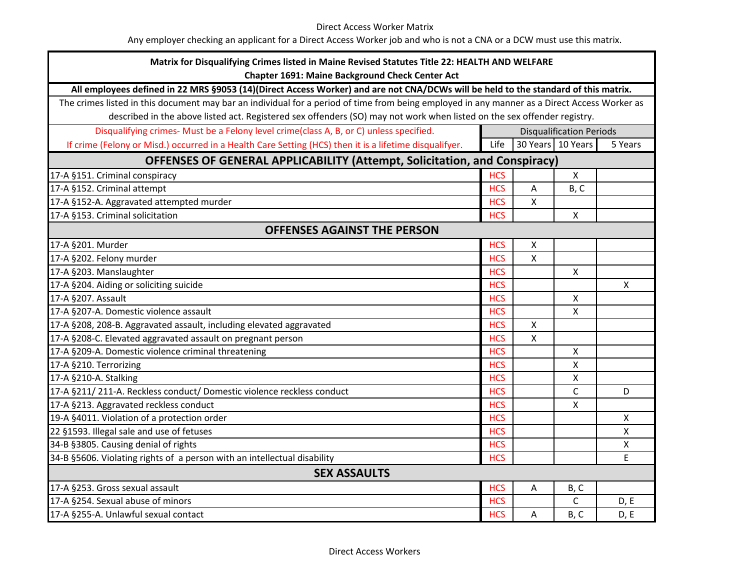Direct Access Worker Matrix

Any employer checking an applicant for a Direct Access Worker job and who is not a CNA or a DCW must use this matrix.

| **Matrix for Disqualifying Crimes listed in Maine Revised Statutes Title 22: HEALTH AND WELFARE Chapter 1691: Maine Background Check Center Act** | | | | |
|---|---|---|---|---|
| **All employees defined in 22 MRS §9053 (14)(Direct Access Worker) and are not CNA/DCWs will be held to the standard of this matrix.** | | | | |
| The crimes listed in this document may bar an individual for a period of time from being employed in any manner as a Direct Access Worker as described in the above listed act. Registered sex offenders (SO) may not work when listed on the sex offender registry. | | | | |
| Disqualifying crimes- Must be a Felony level crime(class A, B, or C) unless specified. | Disqualification Periods | | | |
| If crime (Felony or Misd.) occurred in a Health Care Setting (HCS) then it is a lifetime disqualifyer. | Life | 30 Years | 10 Years | 5 Years |
| **OFFENSES OF GENERAL APPLICABILITY (Attempt, Solicitation, and Conspiracy)** | | | | |
| 17-A §151. Criminal conspiracy | HCS | | X | |
| 17-A §152. Criminal attempt | HCS | A | B, C | |
| 17-A §152-A. Aggravated attempted murder | HCS | X | | |
| 17-A §153. Criminal solicitation | HCS | | X | |
| **OFFENSES AGAINST THE PERSON** | | | | |
| 17-A §201. Murder | HCS | X | | |
| 17-A §202. Felony murder | HCS | X | | |
| 17-A §203. Manslaughter | HCS | | X | |
| 17-A §204. Aiding or soliciting suicide | HCS | | | X |
| 17-A §207. Assault | HCS | | X | |
| 17-A §207-A. Domestic violence assault | HCS | | X | |
| 17-A §208, 208-B. Aggravated assault, including elevated aggravated | HCS | X | | |
| 17-A §208-C. Elevated aggravated assault on pregnant person | HCS | X | | |
| 17-A §209-A. Domestic violence criminal threatening | HCS | | X | |
| 17-A §210. Terrorizing | HCS | | X | |
| 17-A §210-A. Stalking | HCS | | X | |
| 17-A §211/ 211-A. Reckless conduct/ Domestic violence reckless conduct | HCS | | C | D |
| 17-A §213. Aggravated reckless conduct | HCS | | X | |
| 19-A §4011. Violation of a protection order | HCS | | | X |
| 22 §1593. Illegal sale and use of fetuses | HCS | | | X |
| 34-B §3805. Causing denial of rights | HCS | | | X |
| 34-B §5606. Violating rights of a person with an intellectual disability | HCS | | | E |
| **SEX ASSAULTS** | | | | |
| 17-A §253. Gross sexual assault | HCS | A | B, C | |
| 17-A §254. Sexual abuse of minors | HCS | | C | D, E |
| 17-A §255-A. Unlawful sexual contact | HCS | A | B, C | D, E |

Direct Access Workers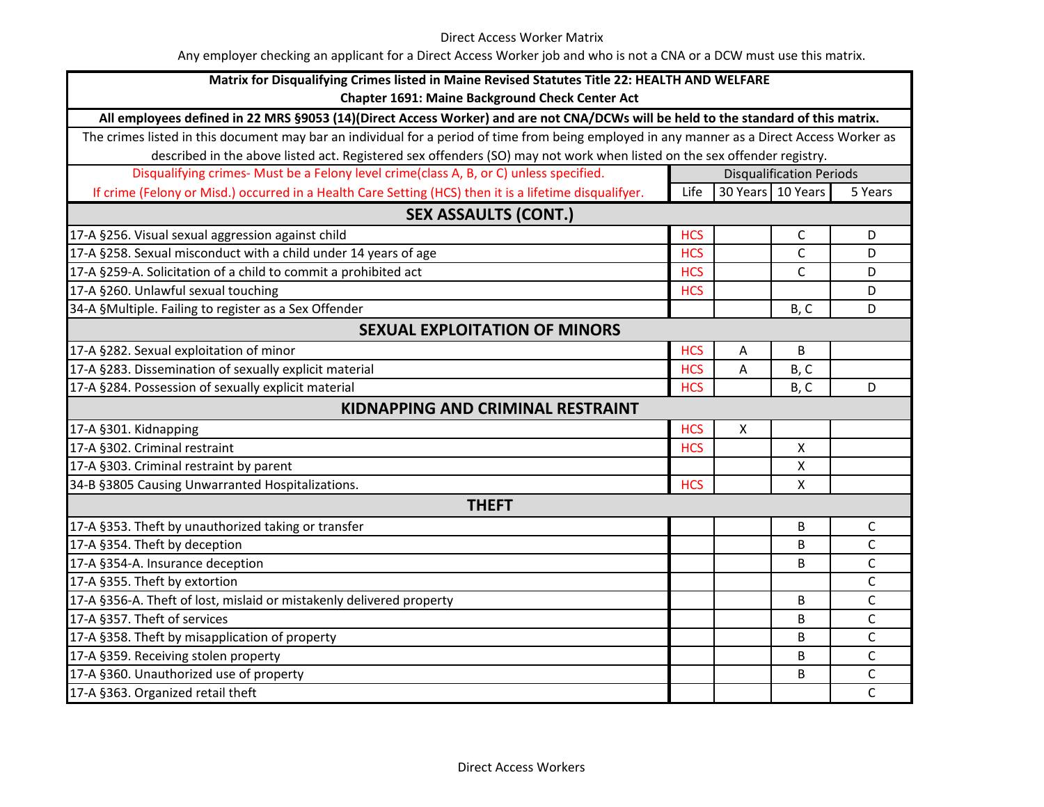Direct Access Worker Matrix

Any employer checking an applicant for a Direct Access Worker job and who is not a CNA or a DCW must use this matrix.

| Matrix for Disqualifying Crimes listed in Maine Revised Statutes Title 22: HEALTH AND WELFARE Chapter 1691: Maine Background Check Center Act | | | | |
|---|---|---|---|---|
| **All employees defined in 22 MRS §9053 (14)(Direct Access Worker) and are not CNA/DCWs will be held to the standard of this matrix.** | | | | |
| The crimes listed in this document may bar an individual for a period of time from being employed in any manner as a Direct Access Worker as described in the above listed act. Registered sex offenders (SO) may not work when listed on the sex offender registry. | | | | |
| Disqualifying crimes- Must be a Felony level crime(class A, B, or C) unless specified. | Disqualification Periods | | | |
| If crime (Felony or Misd.) occurred in a Health Care Setting (HCS) then it is a lifetime disqualifyer. | Life | 30 Years | 10 Years | 5 Years |
| **SEX ASSAULTS (CONT.)** | | | | |
| 17-A §256. Visual sexual aggression against child | HCS | | C | D |
| 17-A §258. Sexual misconduct with a child under 14 years of age | HCS | | C | D |
| 17-A §259-A. Solicitation of a child to commit a prohibited act | HCS | | C | D |
| 17-A §260. Unlawful sexual touching | HCS | | | D |
| 34-A §Multiple. Failing to register as a Sex Offender | | | B, C | D |
| **SEXUAL EXPLOITATION OF MINORS** | | | | |
| 17-A §282. Sexual exploitation of minor | HCS | A | B | |
| 17-A §283. Dissemination of sexually explicit material | HCS | A | B, C | |
| 17-A §284. Possession of sexually explicit material | HCS | | B, C | D |
| **KIDNAPPING AND CRIMINAL RESTRAINT** | | | | |
| 17-A §301. Kidnapping | HCS | X | | |
| 17-A §302. Criminal restraint | HCS | | X | |
| 17-A §303. Criminal restraint by parent | | | X | |
| 34-B §3805 Causing Unwarranted Hospitalizations. | HCS | | X | |
| **THEFT** | | | | |
| 17-A §353. Theft by unauthorized taking or transfer | | | B | C |
| 17-A §354. Theft by deception | | | B | C |
| 17-A §354-A. Insurance deception | | | B | C |
| 17-A §355. Theft by extortion | | | | C |
| 17-A §356-A. Theft of lost, mislaid or mistakenly delivered property | | | B | C |
| 17-A §357. Theft of services | | | B | C |
| 17-A §358. Theft by misapplication of property | | | B | C |
| 17-A §359. Receiving stolen property | | | B | C |
| 17-A §360. Unauthorized use of property | | | B | C |
| 17-A §363. Organized retail theft | | | | C |

Direct Access Workers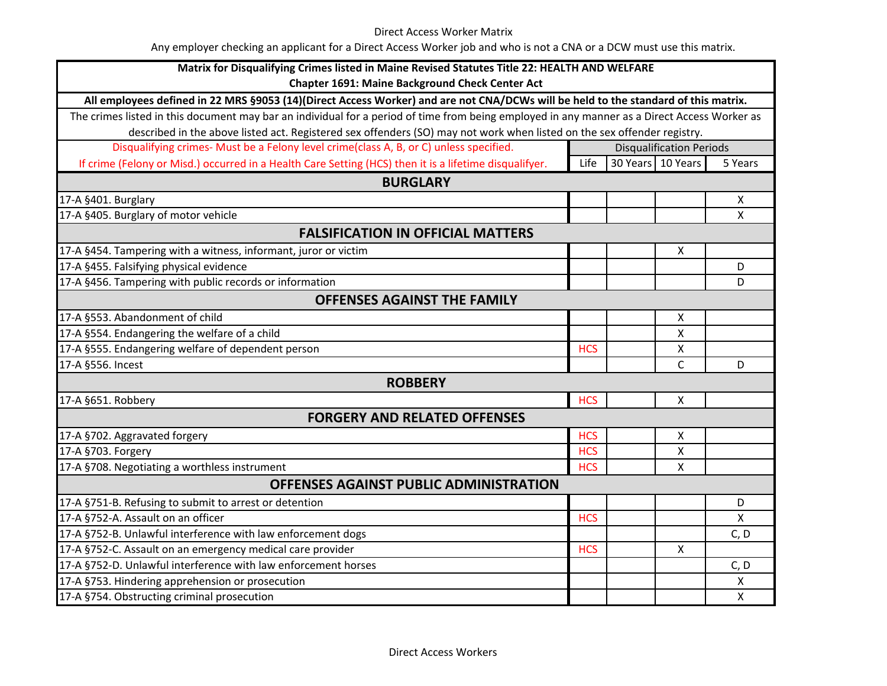Direct Access Worker Matrix

Any employer checking an applicant for a Direct Access Worker job and who is not a CNA or a DCW must use this matrix.

| Matrix for Disqualifying Crimes listed in Maine Revised Statutes Title 22: HEALTH AND WELFARE Chapter 1691: Maine Background Check Center Act | | | | |
|---|---|---|---|---|
| **All employees defined in 22 MRS §9053 (14)(Direct Access Worker) and are not CNA/DCWs will be held to the standard of this matrix.** | | | | |
| The crimes listed in this document may bar an individual for a period of time from being employed in any manner as a Direct Access Worker as described in the above listed act. Registered sex offenders (SO) may not work when listed on the sex offender registry. | | | | |
| Disqualifying crimes- Must be a Felony level crime(class A, B, or C) unless specified. | Disqualification Periods | | | |
| If crime (Felony or Misd.) occurred in a Health Care Setting (HCS) then it is a lifetime disqualifyer. | Life | 30 Years | 10 Years | 5 Years |
| **BURGLARY** | | | | |
| 17-A §401. Burglary | | | | X |
| 17-A §405. Burglary of motor vehicle | | | | X |
| **FALSIFICATION IN OFFICIAL MATTERS** | | | | |
| 17-A §454. Tampering with a witness, informant, juror or victim | | | X | |
| 17-A §455. Falsifying physical evidence | | | | D |
| 17-A §456. Tampering with public records or information | | | | D |
| **OFFENSES AGAINST THE FAMILY** | | | | |
| 17-A §553. Abandonment of child | | | X | |
| 17-A §554. Endangering the welfare of a child | | | X | |
| 17-A §555. Endangering welfare of dependent person | HCS | | X | |
| 17-A §556. Incest | | | C | D |
| **ROBBERY** | | | | |
| 17-A §651. Robbery | HCS | | X | |
| **FORGERY AND RELATED OFFENSES** | | | | |
| 17-A §702. Aggravated forgery | HCS | | X | |
| 17-A §703. Forgery | HCS | | X | |
| 17-A §708. Negotiating a worthless instrument | HCS | | X | |
| **OFFENSES AGAINST PUBLIC ADMINISTRATION** | | | | |
| 17-A §751-B. Refusing to submit to arrest or detention | | | | D |
| 17-A §752-A. Assault on an officer | HCS | | | X |
| 17-A §752-B. Unlawful interference with law enforcement dogs | | | | C, D |
| 17-A §752-C. Assault on an emergency medical care provider | HCS | | X | |
| 17-A §752-D. Unlawful interference with law enforcement horses | | | | C, D |
| 17-A §753. Hindering apprehension or prosecution | | | | X |
| 17-A §754. Obstructing criminal prosecution | | | | X |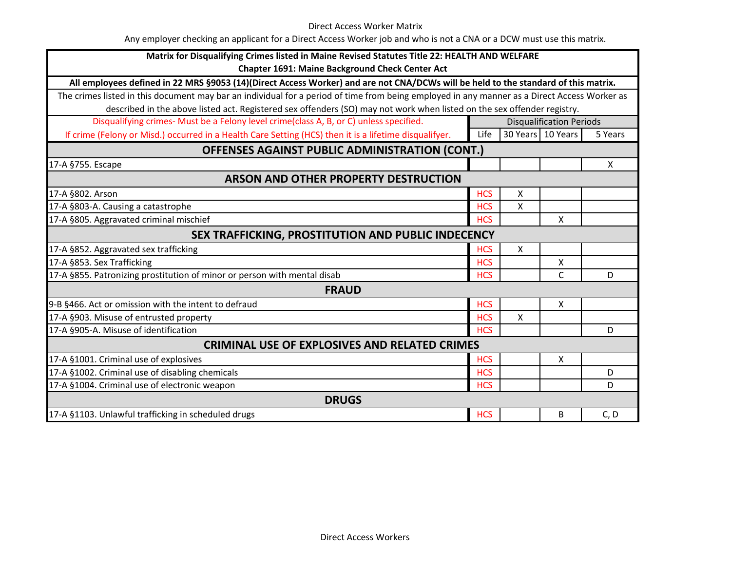Direct Access Worker Matrix

Any employer checking an applicant for a Direct Access Worker job and who is not a CNA or a DCW must use this matrix.

| | | | | |
|---|---|---|---|---|
| **Matrix for Disqualifying Crimes listed in Maine Revised Statutes Title 22: HEALTH AND WELFARE Chapter 1691: Maine Background Check Center Act** | | | | |
| **All employees defined in 22 MRS §9053 (14)(Direct Access Worker) and are not CNA/DCWs will be held to the standard of this matrix.** | | | | |
| The crimes listed in this document may bar an individual for a period of time from being employed in any manner as a Direct Access Worker as described in the above listed act. Registered sex offenders (SO) may not work when listed on the sex offender registry. | | | | |
| Disqualifying crimes- Must be a Felony level crime(class A, B, or C) unless specified. | Disqualification Periods | | | |
| If crime (Felony or Misd.) occurred in a Health Care Setting (HCS) then it is a lifetime disqualifyer. | Life | 30 Years | 10 Years | 5 Years |
| **OFFENSES AGAINST PUBLIC ADMINISTRATION (CONT.)** | | | | |
| 17-A §755. Escape | | | | X |
| **ARSON AND OTHER PROPERTY DESTRUCTION** | | | | |
| 17-A §802. Arson | HCS | X | | |
| 17-A §803-A. Causing a catastrophe | HCS | X | | |
| 17-A §805. Aggravated criminal mischief | HCS | | X | |
| **SEX TRAFFICKING, PROSTITUTION AND PUBLIC INDECENCY** | | | | |
| 17-A §852. Aggravated sex trafficking | HCS | X | | |
| 17-A §853. Sex Trafficking | HCS | | X | |
| 17-A §855. Patronizing prostitution of minor or person with mental disab | HCS | | C | D |
| **FRAUD** | | | | |
| 9-B §466. Act or omission with the intent to defraud | HCS | | X | |
| 17-A §903. Misuse of entrusted property | HCS | X | | |
| 17-A §905-A. Misuse of identification | HCS | | | D |
| **CRIMINAL USE OF EXPLOSIVES AND RELATED CRIMES** | | | | |
| 17-A §1001. Criminal use of explosives | HCS | | X | |
| 17-A §1002. Criminal use of disabling chemicals | HCS | | | D |
| 17-A §1004. Criminal use of electronic weapon | HCS | | | D |
| **DRUGS** | | | | |
| 17-A §1103. Unlawful trafficking in scheduled drugs | HCS | | B | C, D |

Direct Access Workers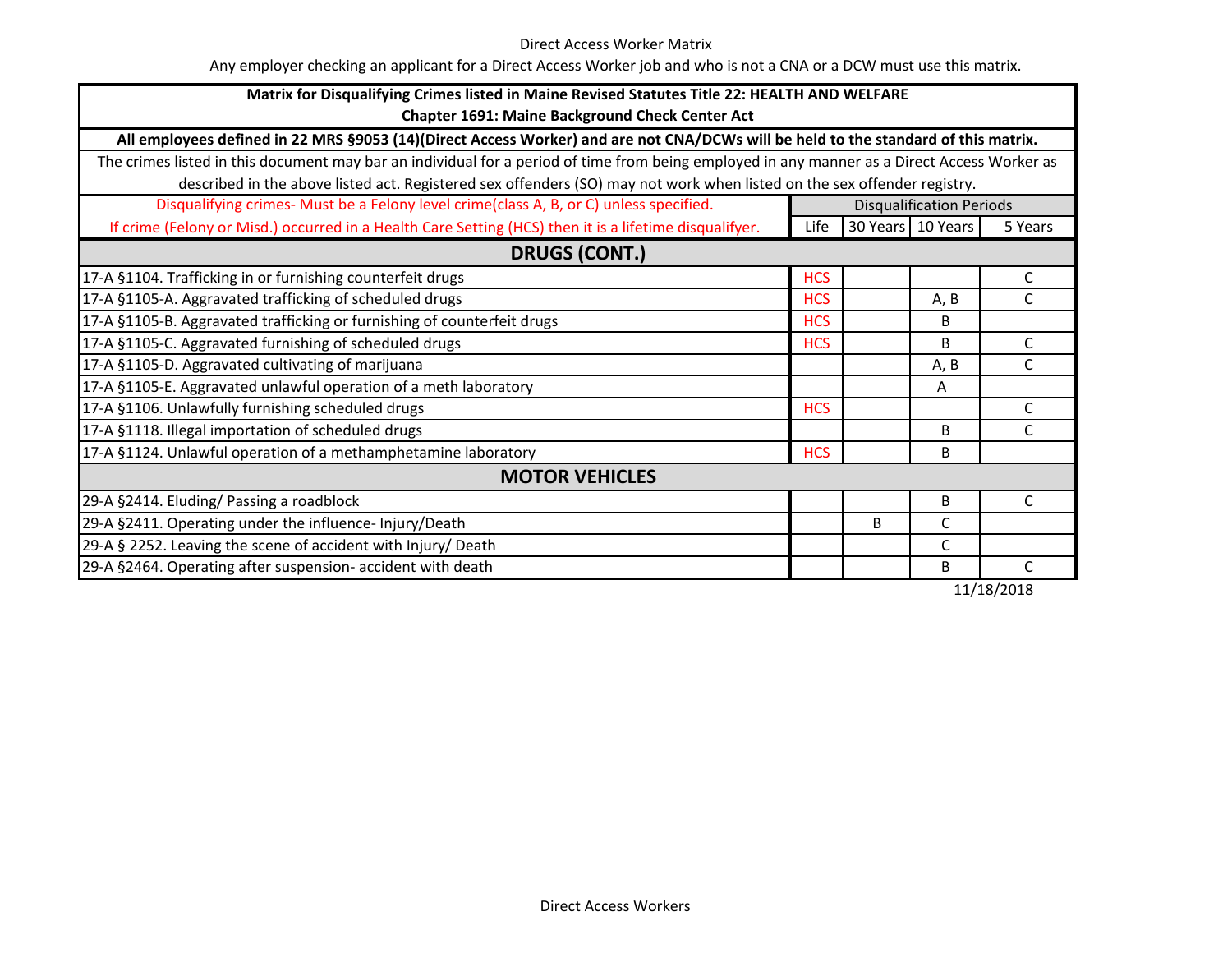Direct Access Worker Matrix

Any employer checking an applicant for a Direct Access Worker job and who is not a CNA or a DCW must use this matrix.

| Matrix for Disqualifying Crimes listed in Maine Revised Statutes Title 22: HEALTH AND WELFARE<br>Chapter 1691: Maine Background Check Center Act | | | | |
|---|---|---|---|---|
| **All employees defined in 22 MRS §9053 (14)(Direct Access Worker) and are not CNA/DCWs will be held to the standard of this matrix.** | | | | |
| The crimes listed in this document may bar an individual for a period of time from being employed in any manner as a Direct Access Worker as described in the above listed act. Registered sex offenders (SO) may not work when listed on the sex offender registry. | | | | |
| Disqualifying crimes- Must be a Felony level crime(class A, B, or C) unless specified. | Disqualification Periods | | | |
| If crime (Felony or Misd.) occurred in a Health Care Setting (HCS) then it is a lifetime disqualifyer. | Life | 30 Years | 10 Years | 5 Years |
| **DRUGS (CONT.)** | | | | |
| 17-A §1104. Trafficking in or furnishing counterfeit drugs | HCS | | | C |
| 17-A §1105-A. Aggravated trafficking of scheduled drugs | HCS | | A, B | C |
| 17-A §1105-B. Aggravated trafficking or furnishing of counterfeit drugs | HCS | | B | |
| 17-A §1105-C. Aggravated furnishing of scheduled drugs | HCS | | B | C |
| 17-A §1105-D. Aggravated cultivating of marijuana | | | A, B | C |
| 17-A §1105-E. Aggravated unlawful operation of a meth laboratory | | | A | |
| 17-A §1106. Unlawfully furnishing scheduled drugs | HCS | | | C |
| 17-A §1118. Illegal importation of scheduled drugs | | | B | C |
| 17-A §1124. Unlawful operation of a methamphetamine laboratory | HCS | | B | |
| **MOTOR VEHICLES** | | | | |
| 29-A §2414. Eluding/ Passing a roadblock | | | B | C |
| 29-A §2411. Operating under the influence- Injury/Death | | B | C | |
| 29-A § 2252. Leaving the scene of accident with Injury/ Death | | | C | |
| 29-A §2464. Operating after suspension- accident with death | | | B | C |

11/18/2018